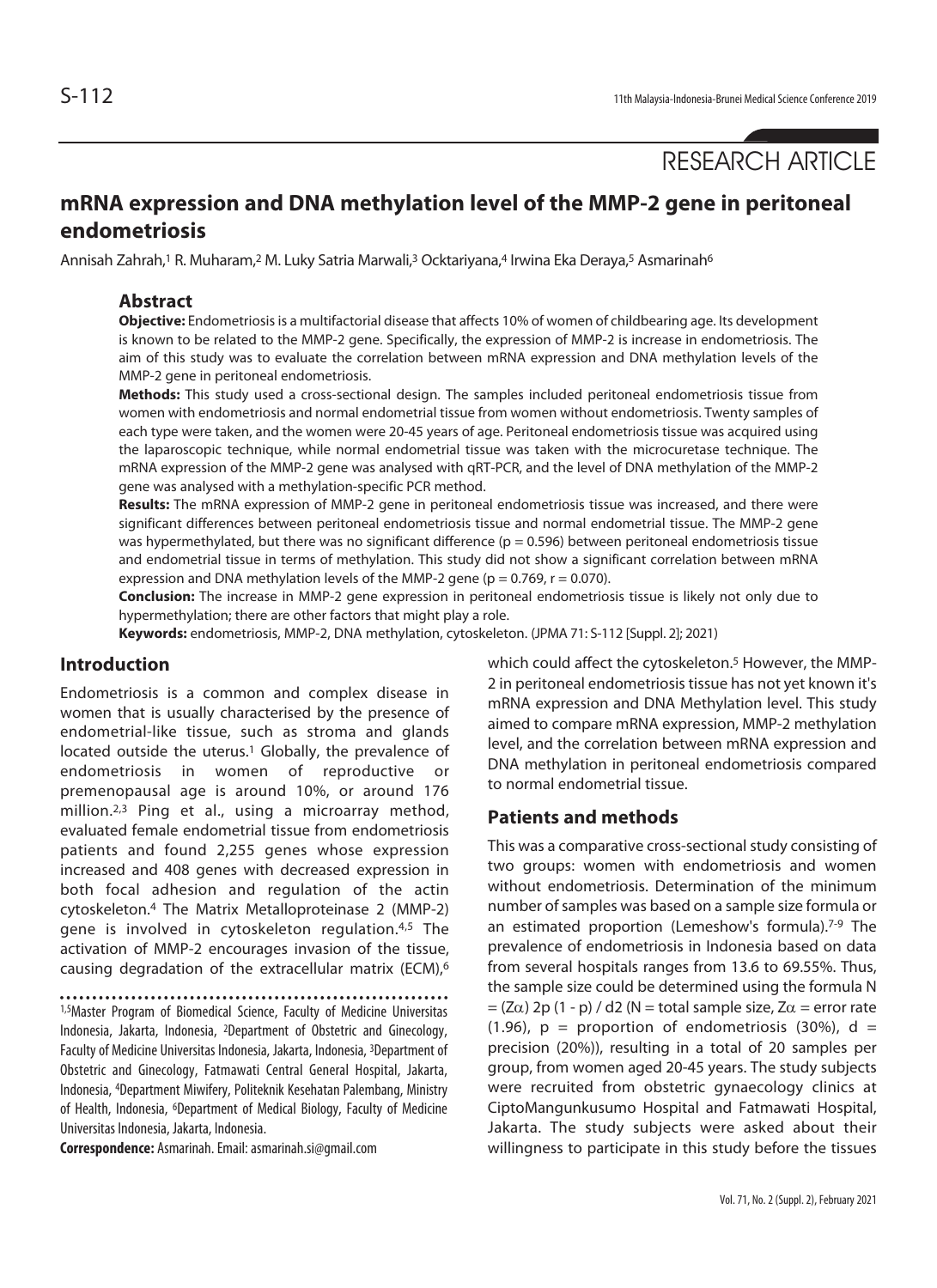RESEARCH ARTICLE

# mRNA expression and DNA methylation level of the MMP-2 gene in peritoneal endometriosis

Annisah Zahrah,[1] R. Muharam,[2] M. Luky Satria Marwali,[3] Ocktariyana,[4] Irwina Eka Deraya,[5] Asmarinah[6]

## Abstract

**Objective:** Endometriosis is a multifactorial disease that affects 10% of women of childbearing age. Its development is known to be related to the MMP-2 gene. Specifically, the expression of MMP-2 is increase in endometriosis. The aim of this study was to evaluate the correlation between mRNA expression and DNA methylation levels of the MMP-2 gene in peritoneal endometriosis.

**Methods:** This study used a cross-sectional design. The samples included peritoneal endometriosis tissue from women with endometriosis and normal endometrial tissue from women without endometriosis. Twenty samples of each type were taken, and the women were 20-45 years of age. Peritoneal endometriosis tissue was acquired using the laparoscopic technique, while normal endometrial tissue was taken with the microcuretase technique. The mRNA expression of the MMP-2 gene was analysed with qRT-PCR, and the level of DNA methylation of the MMP-2 gene was analysed with a methylation-specific PCR method.

**Results:** The mRNA expression of MMP-2 gene in peritoneal endometriosis tissue was increased, and there were significant differences between peritoneal endometriosis tissue and normal endometrial tissue. The MMP-2 gene was hypermethylated, but there was no significant difference ($p = 0.596$) between peritoneal endometriosis tissue and endometrial tissue in terms of methylation. This study did not show a significant correlation between mRNA expression and DNA methylation levels of the MMP-2 gene ($p = 0.769$, $r = 0.070$).

**Conclusion:** The increase in MMP-2 gene expression in peritoneal endometriosis tissue is likely not only due to hypermethylation; there are other factors that might play a role.

**Keywords:** endometriosis, MMP-2, DNA methylation, cytoskeleton. (JPMA 71: S-112 [Suppl. 2]; 2021)

## Introduction

Endometriosis is a common and complex disease in women that is usually characterised by the presence of endometrial-like tissue, such as stroma and glands located outside the uterus.[1] Globally, the prevalence of endometriosis in women of reproductive or premenopausal age is around 10%, or around 176 million.[2,3] Ping et al., using a microarray method, evaluated female endometrial tissue from endometriosis patients and found 2,255 genes whose expression increased and 408 genes with decreased expression in both focal adhesion and regulation of the actin cytoskeleton.[4] The Matrix Metalloproteinase 2 (MMP-2) gene is involved in cytoskeleton regulation.[4,5] The activation of MMP-2 encourages invasion of the tissue, causing degradation of the extracellular matrix (ECM),[6] which could affect the cytoskeleton.[5] However, the MMP-2 in peritoneal endometriosis tissue has not yet known it's mRNA expression and DNA Methylation level. This study aimed to compare mRNA expression, MMP-2 methylation level, and the correlation between mRNA expression and DNA methylation in peritoneal endometriosis compared to normal endometrial tissue.

## Patients and methods

This was a comparative cross-sectional study consisting of two groups: women with endometriosis and women without endometriosis. Determination of the minimum number of samples was based on a sample size formula or an estimated proportion (Lemeshow's formula).[7-9] The prevalence of endometriosis in Indonesia based on data from several hospitals ranges from 13.6 to 69.55%. Thus, the sample size could be determined using the formula N = ($Z\alpha$) 2p (1 - p) / d2 (N = total sample size, $Z\alpha$ = error rate (1.96), p = proportion of endometriosis (30%), d = precision (20%)), resulting in a total of 20 samples per group, from women aged 20-45 years. The study subjects were recruited from obstetric gynaecology clinics at CiptoMangunkusumo Hospital and Fatmawati Hospital, Jakarta. The study subjects were asked about their willingness to participate in this study before the tissues

[1,5]Master Program of Biomedical Science, Faculty of Medicine Universitas Indonesia, Jakarta, Indonesia, [2]Department of Obstetric and Ginecology, Faculty of Medicine Universitas Indonesia, Jakarta, Indonesia, [3]Department of Obstetric and Ginecology, Fatmawati Central General Hospital, Jakarta, Indonesia, [4]Department Miwifery, Politeknik Kesehatan Palembang, Ministry of Health, Indonesia, [6]Department of Medical Biology, Faculty of Medicine Universitas Indonesia, Jakarta, Indonesia.

**Correspondence:** Asmarinah. Email: asmarinah.si@gmail.com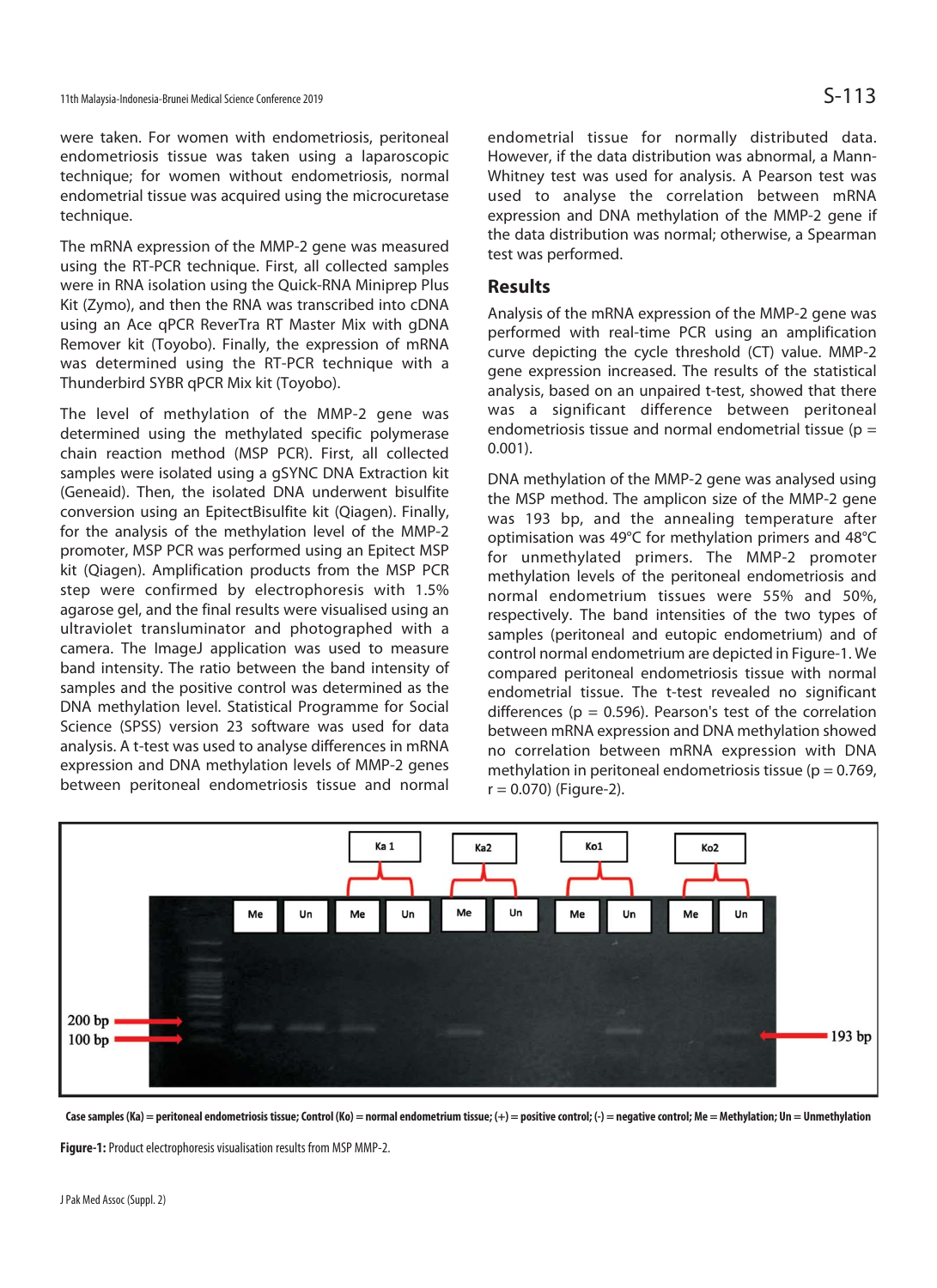were taken. For women with endometriosis, peritoneal endometriosis tissue was taken using a laparoscopic technique; for women without endometriosis, normal endometrial tissue was acquired using the microcuretase technique.

The mRNA expression of the MMP-2 gene was measured using the RT-PCR technique. First, all collected samples were in RNA isolation using the Quick-RNA Miniprep Plus Kit (Zymo), and then the RNA was transcribed into cDNA using an Ace qPCR ReverTra RT Master Mix with gDNA Remover kit (Toyobo). Finally, the expression of mRNA was determined using the RT-PCR technique with a Thunderbird SYBR qPCR Mix kit (Toyobo).

The level of methylation of the MMP-2 gene was determined using the methylated specific polymerase chain reaction method (MSP PCR). First, all collected samples were isolated using a gSYNC DNA Extraction kit (Geneaid). Then, the isolated DNA underwent bisulfite conversion using an EpitectBisulfite kit (Qiagen). Finally, for the analysis of the methylation level of the MMP-2 promoter, MSP PCR was performed using an Epitect MSP kit (Qiagen). Amplification products from the MSP PCR step were confirmed by electrophoresis with 1.5% agarose gel, and the final results were visualised using an ultraviolet transluminator and photographed with a camera. The ImageJ application was used to measure band intensity. The ratio between the band intensity of samples and the positive control was determined as the DNA methylation level. Statistical Programme for Social Science (SPSS) version 23 software was used for data analysis. A t-test was used to analyse differences in mRNA expression and DNA methylation levels of MMP-2 genes between peritoneal endometriosis tissue and normal endometrial tissue for normally distributed data. However, if the data distribution was abnormal, a Mann-Whitney test was used for analysis. A Pearson test was used to analyse the correlation between mRNA expression and DNA methylation of the MMP-2 gene if the data distribution was normal; otherwise, a Spearman test was performed.

## Results

Analysis of the mRNA expression of the MMP-2 gene was performed with real-time PCR using an amplification curve depicting the cycle threshold (CT) value. MMP-2 gene expression increased. The results of the statistical analysis, based on an unpaired t-test, showed that there was a significant difference between peritoneal endometriosis tissue and normal endometrial tissue ($p = 0.001$).

DNA methylation of the MMP-2 gene was analysed using the MSP method. The amplicon size of the MMP-2 gene was 193 bp, and the annealing temperature after optimisation was 49°C for methylation primers and 48°C for unmethylated primers. The MMP-2 promoter methylation levels of the peritoneal endometriosis and normal endometrium tissues were 55% and 50%, respectively. The band intensities of the two types of samples (peritoneal and eutopic endometrium) and of control normal endometrium are depicted in Figure-1. We compared peritoneal endometriosis tissue with normal endometrial tissue. The t-test revealed no significant differences ($p = 0.596$). Pearson's test of the correlation between mRNA expression and DNA methylation showed no correlation between mRNA expression with DNA methylation in peritoneal endometriosis tissue ($p = 0.769$, $r = 0.070$) (Figure-2).

Case samples (Ka) = peritoneal endometriosis tissue; Control (Ko) = normal endometrium tissue; (+) = positive control; (-) = negative control; Me = Methylation; Un = Unmethylation

**Figure-1:** Product electrophoresis visualisation results from MSP MMP-2.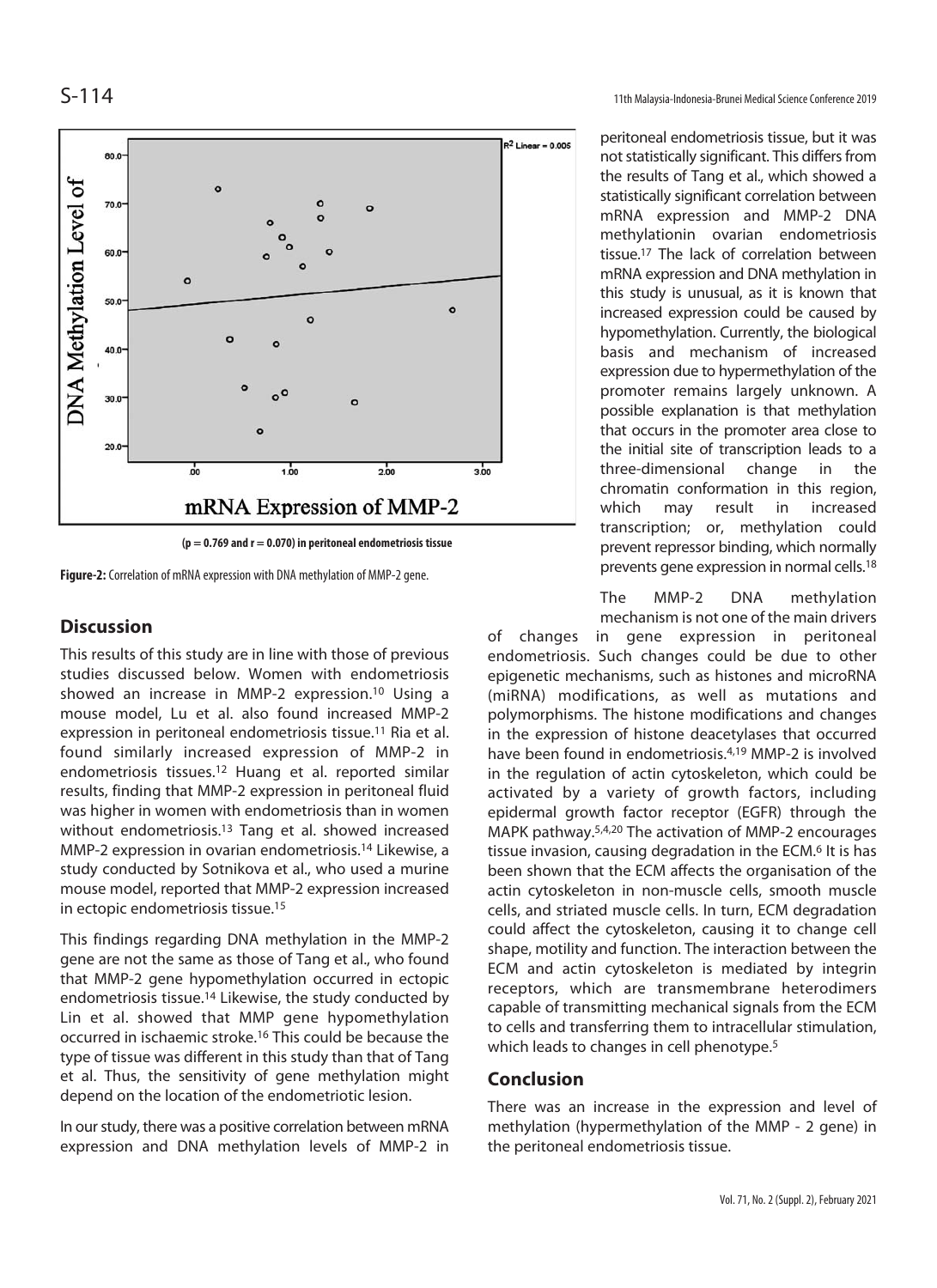(p = 0.769 and r = 0.070) in peritoneal endometriosis tissue

**Figure-2:** Correlation of mRNA expression with DNA methylation of MMP-2 gene.

## Discussion

This results of this study are in line with those of previous studies discussed below. Women with endometriosis showed an increase in MMP-2 expression.[10] Using a mouse model, Lu et al. also found increased MMP-2 expression in peritoneal endometriosis tissue.[11] Ria et al. found similarly increased expression of MMP-2 in endometriosis tissues.[12] Huang et al. reported similar results, finding that MMP-2 expression in peritoneal fluid was higher in women with endometriosis than in women without endometriosis.[13] Tang et al. showed increased MMP-2 expression in ovarian endometriosis.[14] Likewise, a study conducted by Sotnikova et al., who used a murine mouse model, reported that MMP-2 expression increased in ectopic endometriosis tissue.[15]

This findings regarding DNA methylation in the MMP-2 gene are not the same as those of Tang et al., who found that MMP-2 gene hypomethylation occurred in ectopic endometriosis tissue.[14] Likewise, the study conducted by Lin et al. showed that MMP gene hypomethylation occurred in ischaemic stroke.[16] This could be because the type of tissue was different in this study than that of Tang et al. Thus, the sensitivity of gene methylation might depend on the location of the endometriotic lesion.

In our study, there was a positive correlation between mRNA expression and DNA methylation levels of MMP-2 in peritoneal endometriosis tissue, but it was not statistically significant. This differs from the results of Tang et al., which showed a statistically significant correlation between mRNA expression and MMP-2 DNA methylationin ovarian endometriosis tissue.[17] The lack of correlation between mRNA expression and DNA methylation in this study is unusual, as it is known that increased expression could be caused by hypomethylation. Currently, the biological basis and mechanism of increased expression due to hypermethylation of the promoter remains largely unknown. A possible explanation is that methylation that occurs in the promoter area close to the initial site of transcription leads to a three-dimensional change in the chromatin conformation in this region, which may result in increased transcription; or, methylation could prevent repressor binding, which normally prevents gene expression in normal cells.[18]

The MMP-2 DNA methylation mechanism is not one of the main drivers of changes in gene expression in peritoneal endometriosis. Such changes could be due to other epigenetic mechanisms, such as histones and microRNA (miRNA) modifications, as well as mutations and polymorphisms. The histone modifications and changes in the expression of histone deacetylases that occurred have been found in endometriosis.[4,19] MMP-2 is involved in the regulation of actin cytoskeleton, which could be activated by a variety of growth factors, including epidermal growth factor receptor (EGFR) through the MAPK pathway.[5,4,20] The activation of MMP-2 encourages tissue invasion, causing degradation in the ECM.[6] It is has been shown that the ECM affects the organisation of the actin cytoskeleton in non-muscle cells, smooth muscle cells, and striated muscle cells. In turn, ECM degradation could affect the cytoskeleton, causing it to change cell shape, motility and function. The interaction between the ECM and actin cytoskeleton is mediated by integrin receptors, which are transmembrane heterodimers capable of transmitting mechanical signals from the ECM to cells and transferring them to intracellular stimulation, which leads to changes in cell phenotype.[5]

## Conclusion

There was an increase in the expression and level of methylation (hypermethylation of the MMP - 2 gene) in the peritoneal endometriosis tissue.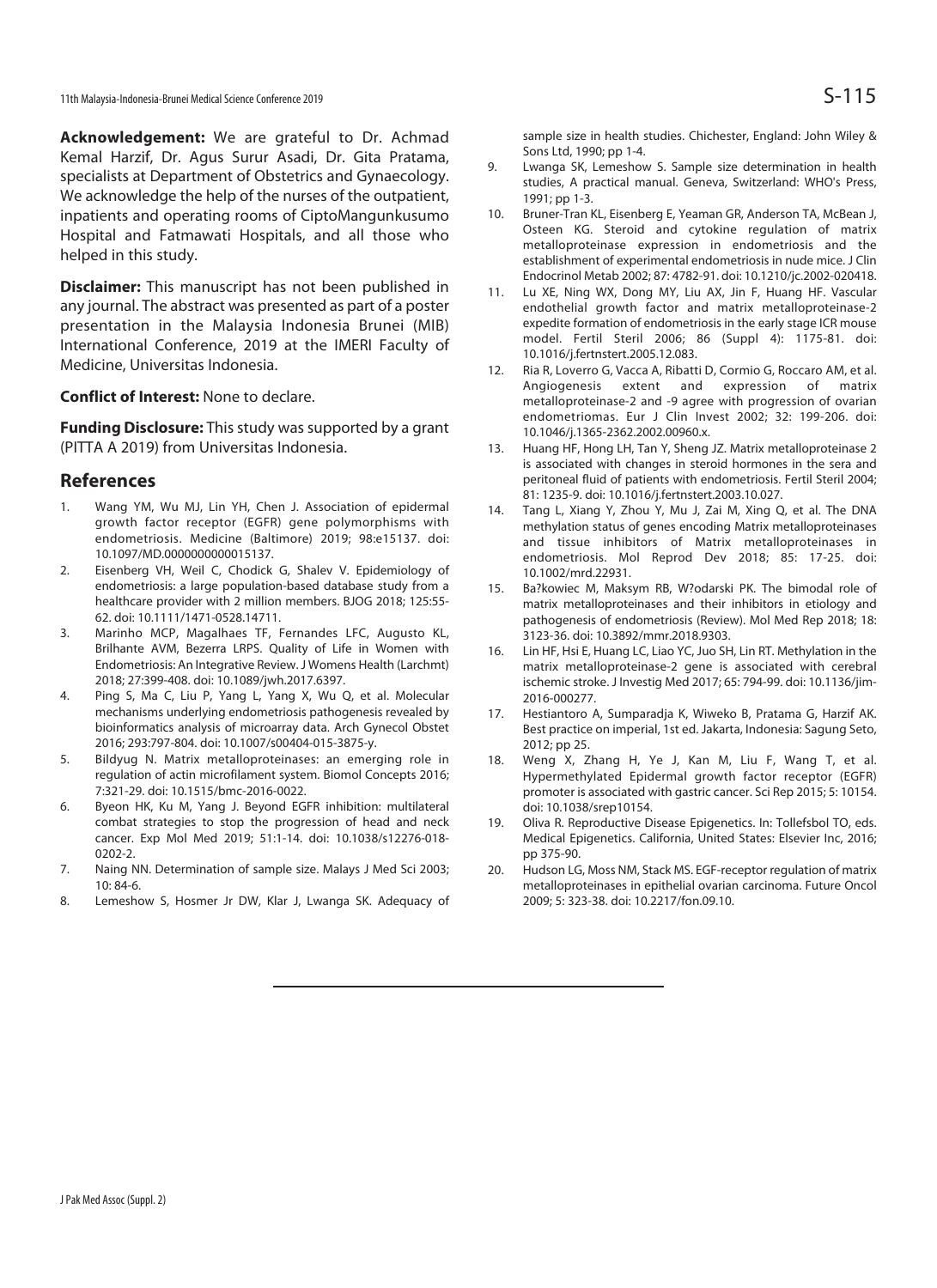**Acknowledgement:** We are grateful to Dr. Achmad Kemal Harzif, Dr. Agus Surur Asadi, Dr. Gita Pratama, specialists at Department of Obstetrics and Gynaecology. We acknowledge the help of the nurses of the outpatient, inpatients and operating rooms of CiptoMangunkusumo Hospital and Fatmawati Hospitals, and all those who helped in this study.

**Disclaimer:** This manuscript has not been published in any journal. The abstract was presented as part of a poster presentation in the Malaysia Indonesia Brunei (MIB) International Conference, 2019 at the IMERI Faculty of Medicine, Universitas Indonesia.

**Conflict of Interest:** None to declare.

**Funding Disclosure:** This study was supported by a grant (PITTA A 2019) from Universitas Indonesia.

## References

1. Wang YM, Wu MJ, Lin YH, Chen J. Association of epidermal growth factor receptor (EGFR) gene polymorphisms with endometriosis. Medicine (Baltimore) 2019; 98:e15137. doi: 10.1097/MD.0000000000015137.
2. Eisenberg VH, Weil C, Chodick G, Shalev V. Epidemiology of endometriosis: a large population-based database study from a healthcare provider with 2 million members. BJOG 2018; 125:55-62. doi: 10.1111/1471-0528.14711.
3. Marinho MCP, Magalhaes TF, Fernandes LFC, Augusto KL, Brilhante AVM, Bezerra LRPS. Quality of Life in Women with Endometriosis: An Integrative Review. J Womens Health (Larchmt) 2018; 27:399-408. doi: 10.1089/jwh.2017.6397.
4. Ping S, Ma C, Liu P, Yang L, Yang X, Wu Q, et al. Molecular mechanisms underlying endometriosis pathogenesis revealed by bioinformatics analysis of microarray data. Arch Gynecol Obstet 2016; 293:797-804. doi: 10.1007/s00404-015-3875-y.
5. Bildyug N. Matrix metalloproteinases: an emerging role in regulation of actin microfilament system. Biomol Concepts 2016; 7:321-29. doi: 10.1515/bmc-2016-0022.
6. Byeon HK, Ku M, Yang J. Beyond EGFR inhibition: multilateral combat strategies to stop the progression of head and neck cancer. Exp Mol Med 2019; 51:1-14. doi: 10.1038/s12276-018-0202-2.
7. Naing NN. Determination of sample size. Malays J Med Sci 2003; 10: 84-6.
8. Lemeshow S, Hosmer Jr DW, Klar J, Lwanga SK. Adequacy of sample size in health studies. Chichester, England: John Wiley & Sons Ltd, 1990; pp 1-4.
9. Lwanga SK, Lemeshow S. Sample size determination in health studies, A practical manual. Geneva, Switzerland: WHO's Press, 1991; pp 1-3.
10. Bruner-Tran KL, Eisenberg E, Yeaman GR, Anderson TA, McBean J, Osteen KG. Steroid and cytokine regulation of matrix metalloproteinase expression in endometriosis and the establishment of experimental endometriosis in nude mice. J Clin Endocrinol Metab 2002; 87: 4782-91. doi: 10.1210/jc.2002-020418.
11. Lu XE, Ning WX, Dong MY, Liu AX, Jin F, Huang HF. Vascular endothelial growth factor and matrix metalloproteinase-2 expedite formation of endometriosis in the early stage ICR mouse model. Fertil Steril 2006; 86 (Suppl 4): 1175-81. doi: 10.1016/j.fertnstert.2005.12.083.
12. Ria R, Loverro G, Vacca A, Ribatti D, Cormio G, Roccaro AM, et al. Angiogenesis extent and expression of matrix metalloproteinase-2 and -9 agree with progression of ovarian endometriomas. Eur J Clin Invest 2002; 32: 199-206. doi: 10.1046/j.1365-2362.2002.00960.x.
13. Huang HF, Hong LH, Tan Y, Sheng JZ. Matrix metalloproteinase 2 is associated with changes in steroid hormones in the sera and peritoneal fluid of patients with endometriosis. Fertil Steril 2004; 81: 1235-9. doi: 10.1016/j.fertnstert.2003.10.027.
14. Tang L, Xiang Y, Zhou Y, Mu J, Zai M, Xing Q, et al. The DNA methylation status of genes encoding Matrix metalloproteinases and tissue inhibitors of Matrix metalloproteinases in endometriosis. Mol Reprod Dev 2018; 85: 17-25. doi: 10.1002/mrd.22931.
15. Ba?kowiec M, Maksym RB, W?odarski PK. The bimodal role of matrix metalloproteinases and their inhibitors in etiology and pathogenesis of endometriosis (Review). Mol Med Rep 2018; 18: 3123-36. doi: 10.3892/mmr.2018.9303.
16. Lin HF, Hsi E, Huang LC, Liao YC, Juo SH, Lin RT. Methylation in the matrix metalloproteinase-2 gene is associated with cerebral ischemic stroke. J Investig Med 2017; 65: 794-99. doi: 10.1136/jim-2016-000277.
17. Hestiantoro A, Sumparadja K, Wiweko B, Pratama G, Harzif AK. Best practice on imperial, 1st ed. Jakarta, Indonesia: Sagung Seto, 2012; pp 25.
18. Weng X, Zhang H, Ye J, Kan M, Liu F, Wang T, et al. Hypermethylated Epidermal growth factor receptor (EGFR) promoter is associated with gastric cancer. Sci Rep 2015; 5: 10154. doi: 10.1038/srep10154.
19. Oliva R. Reproductive Disease Epigenetics. In: Tollefsbol TO, eds. Medical Epigenetics. California, United States: Elsevier Inc, 2016; pp 375-90.
20. Hudson LG, Moss NM, Stack MS. EGF-receptor regulation of matrix metalloproteinases in epithelial ovarian carcinoma. Future Oncol 2009; 5: 323-38. doi: 10.2217/fon.09.10.